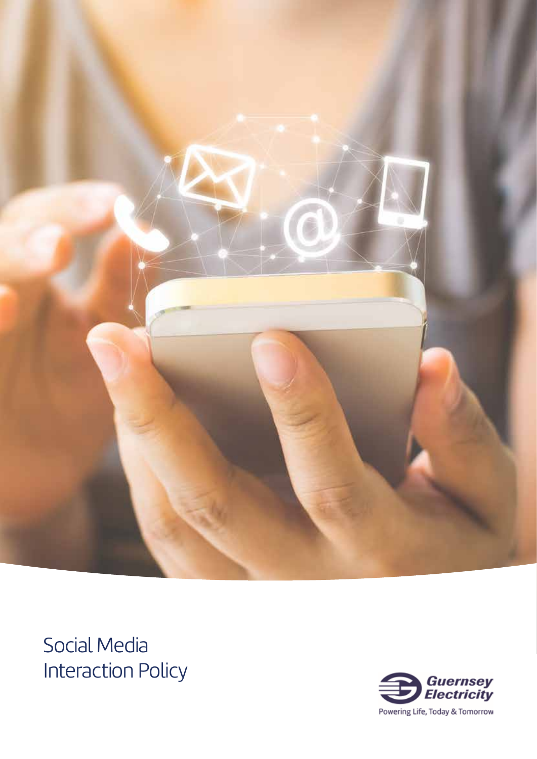# Social Media Interaction Policy

Guernsey Electricity

Powering Life, Today & Tomorrow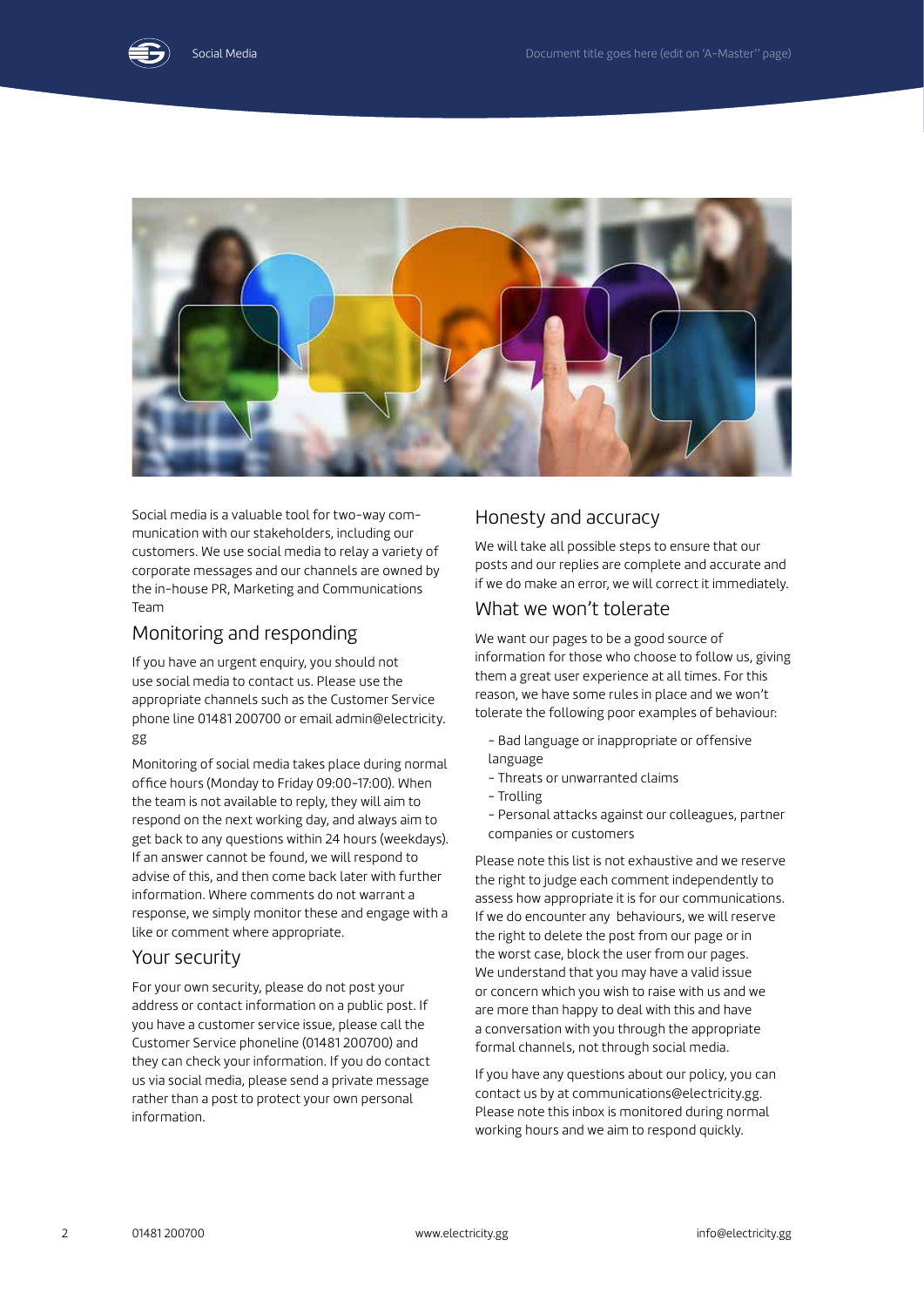Social media is a valuable tool for two-way communication with our stakeholders, including our customers. We use social media to relay a variety of corporate messages and our channels are owned by the in-house PR, Marketing and Communications Team

## Monitoring and responding

If you have an urgent enquiry, you should not use social media to contact us. Please use the appropriate channels such as the Customer Service phone line 01481 200700 or email admin@electricity.gg

Monitoring of social media takes place during normal office hours (Monday to Friday 09:00-17:00). When the team is not available to reply, they will aim to respond on the next working day, and always aim to get back to any questions within 24 hours (weekdays). If an answer cannot be found, we will respond to advise of this, and then come back later with further information. Where comments do not warrant a response, we simply monitor these and engage with a like or comment where appropriate.

## Your security

For your own security, please do not post your address or contact information on a public post. If you have a customer service issue, please call the Customer Service phoneline (01481 200700) and they can check your information. If you do contact us via social media, please send a private message rather than a post to protect your own personal information.

## Honesty and accuracy

We will take all possible steps to ensure that our posts and our replies are complete and accurate and if we do make an error, we will correct it immediately.

## What we won't tolerate

We want our pages to be a good source of information for those who choose to follow us, giving them a great user experience at all times. For this reason, we have some rules in place and we won't tolerate the following poor examples of behaviour:

- Bad language or inappropriate or offensive language
- Threats or unwarranted claims
- Trolling
- Personal attacks against our colleagues, partner companies or customers

Please note this list is not exhaustive and we reserve the right to judge each comment independently to assess how appropriate it is for our communications. If we do encounter any behaviours, we will reserve the right to delete the post from our page or in the worst case, block the user from our pages. We understand that you may have a valid issue or concern which you wish to raise with us and we are more than happy to deal with this and have a conversation with you through the appropriate formal channels, not through social media.

If you have any questions about our policy, you can contact us by at communications@electricity.gg. Please note this inbox is monitored during normal working hours and we aim to respond quickly.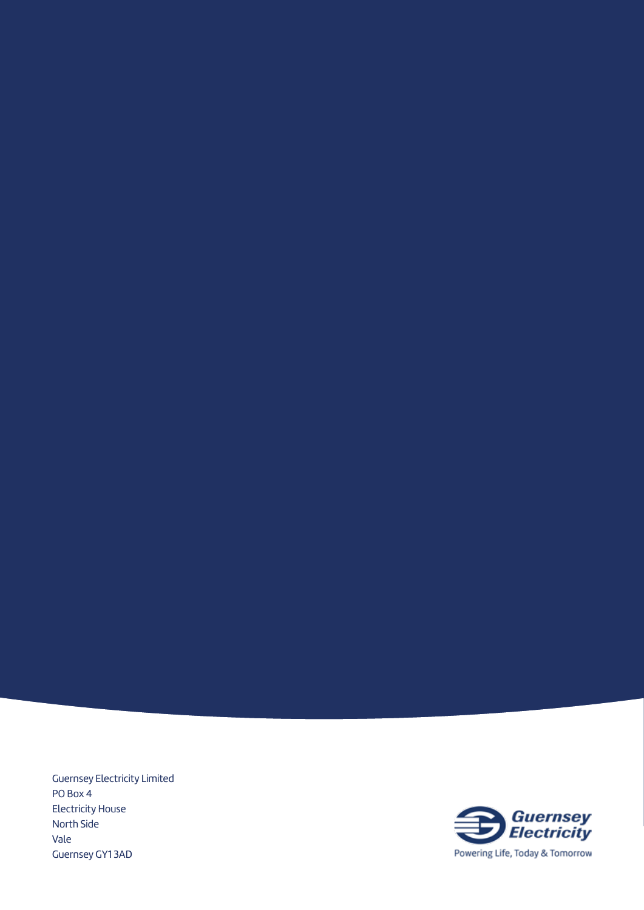Guernsey Electricity Limited
PO Box 4
Electricity House
North Side
Vale
Guernsey GY13AD

Guernsey Electricity

Powering Life, Today & Tomorrow